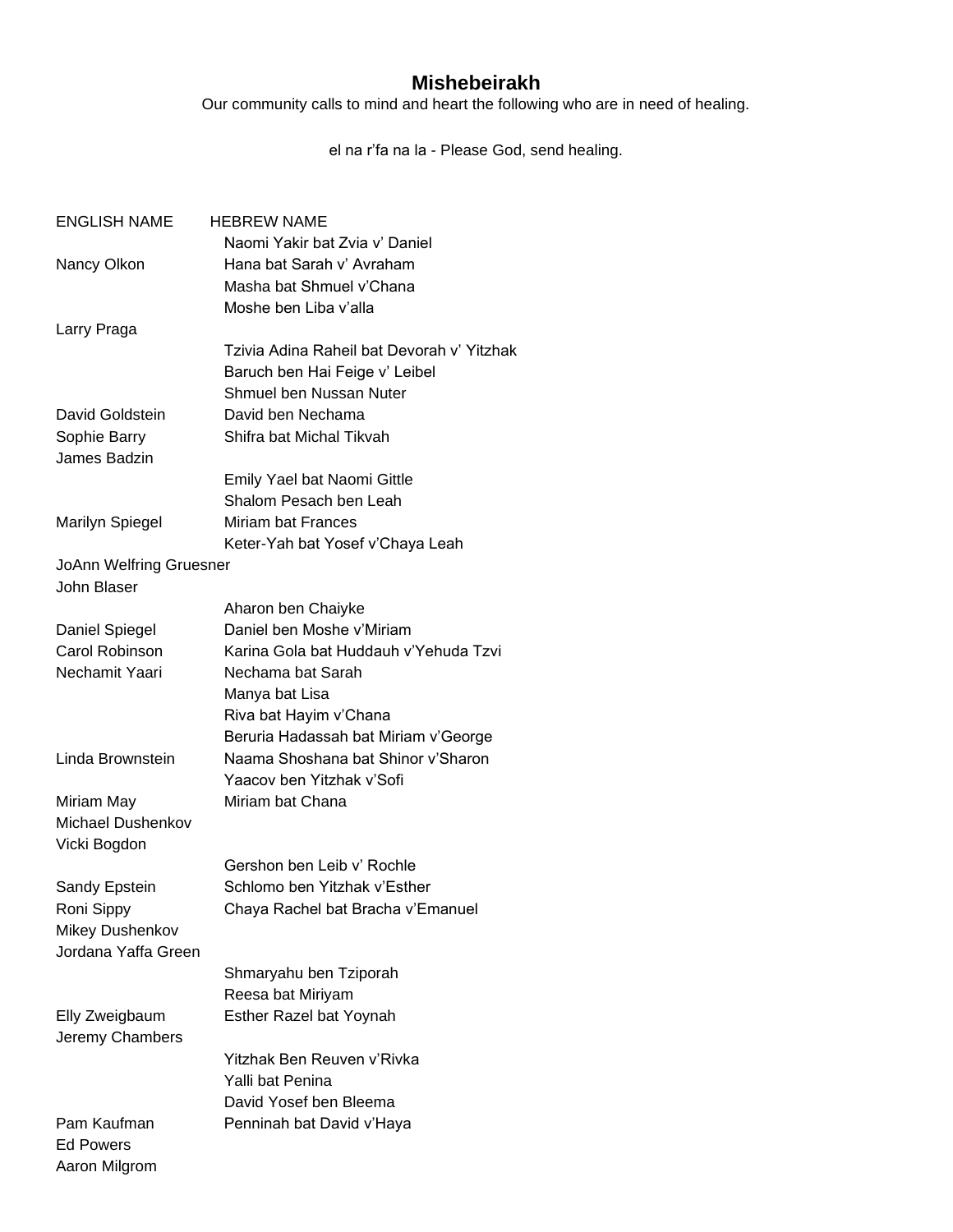# Mishebeirakh

Our community calls to mind and heart the following who are in need of healing.

el na r'fa na la - Please God, send healing.

| ENGLISH NAME | HEBREW NAME |
|---|---|
| | Naomi Yakir bat Zvia v' Daniel |
| Nancy Olkon | Hana bat Sarah v' Avraham |
| | Masha bat Shmuel v'Chana |
| | Moshe ben Liba v'alla |
| Larry Praga | |
| | Tzivia Adina Raheil bat Devorah v' Yitzhak |
| | Baruch ben Hai Feige v' Leibel |
| | Shmuel ben Nussan Nuter |
| David Goldstein | David ben Nechama |
| Sophie Barry | Shifra bat Michal Tikvah |
| James Badzin | |
| | Emily Yael bat Naomi Gittle |
| | Shalom Pesach ben Leah |
| Marilyn Spiegel | Miriam bat Frances |
| | Keter-Yah bat Yosef v'Chaya Leah |
| JoAnn Welfring Gruesner | |
| John Blaser | |
| | Aharon ben Chaiyke |
| Daniel Spiegel | Daniel ben Moshe v'Miriam |
| Carol Robinson | Karina Gola bat Huddauh v'Yehuda Tzvi |
| Nechamit Yaari | Nechama bat Sarah |
| | Manya bat Lisa |
| | Riva bat Hayim v'Chana |
| | Beruria Hadassah bat Miriam v'George |
| Linda Brownstein | Naama Shoshana bat Shinor v'Sharon |
| | Yaacov ben Yitzhak v'Sofi |
| Miriam May | Miriam bat Chana |
| Michael Dushenkov | |
| Vicki Bogdon | |
| | Gershon ben Leib v' Rochle |
| Sandy Epstein | Schlomo ben Yitzhak v'Esther |
| Roni Sippy | Chaya Rachel bat Bracha v'Emanuel |
| Mikey Dushenkov | |
| Jordana Yaffa Green | |
| | Shmaryahu ben Tziporah |
| | Reesa bat Miriyam |
| Elly Zweigbaum | Esther Razel bat Yoynah |
| Jeremy Chambers | |
| | Yitzhak Ben Reuven v'Rivka |
| | Yalli bat Penina |
| | David Yosef ben Bleema |
| Pam Kaufman | Penninah bat David v'Haya |
| Ed Powers | |
| Aaron Milgrom | |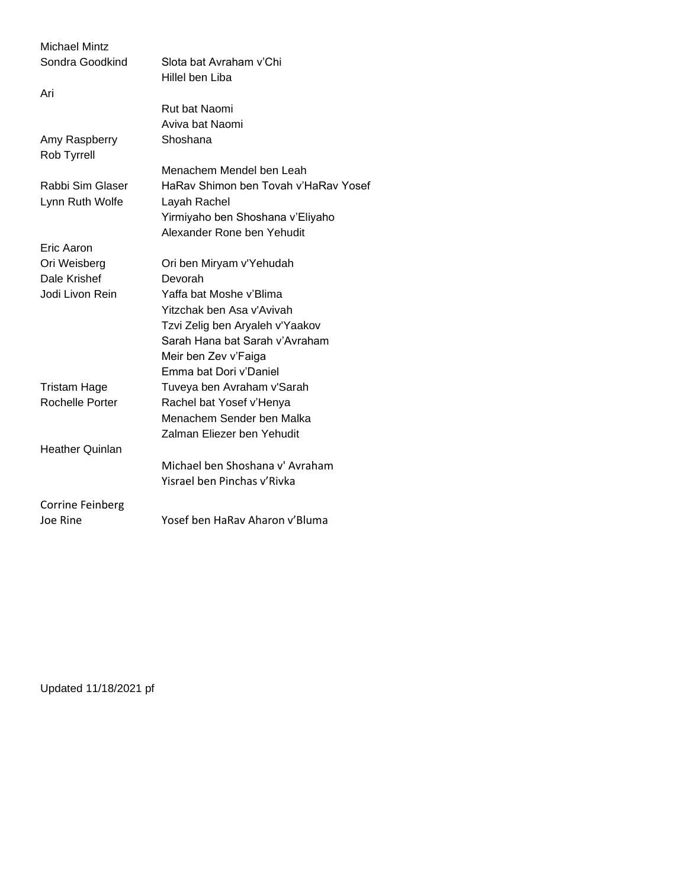| | |
|---|---|
| Michael Mintz | |
| Sondra Goodkind | Slota bat Avraham v'Chi |
| | Hillel ben Liba |
| Ari | |
| | Rut bat Naomi |
| | Aviva bat Naomi |
| Amy Raspberry | Shoshana |
| Rob Tyrrell | |
| | Menachem Mendel ben Leah |
| Rabbi Sim Glaser | HaRav Shimon ben Tovah v'HaRav Yosef |
| Lynn Ruth Wolfe | Layah Rachel |
| | Yirmiyaho ben Shoshana v'Eliyaho |
| | Alexander Rone ben Yehudit |
| Eric Aaron | |
| Ori Weisberg | Ori ben Miryam v'Yehudah |
| Dale Krishef | Devorah |
| Jodi Livon Rein | Yaffa bat Moshe v'Blima |
| | Yitzchak ben Asa v'Avivah |
| | Tzvi Zelig ben Aryaleh v'Yaakov |
| | Sarah Hana bat Sarah v'Avraham |
| | Meir ben Zev v'Faiga |
| | Emma bat Dori v'Daniel |
| Tristam Hage | Tuveya ben Avraham v'Sarah |
| Rochelle Porter | Rachel bat Yosef v'Henya |
| | Menachem Sender ben Malka |
| | Zalman Eliezer ben Yehudit |
| Heather Quinlan | |
| | Michael ben Shoshana v' Avraham |
| | Yisrael ben Pinchas v'Rivka |
| Corrine Feinberg | |
| Joe Rine | Yosef ben HaRav Aharon v'Bluma |

Updated 11/18/2021 pf